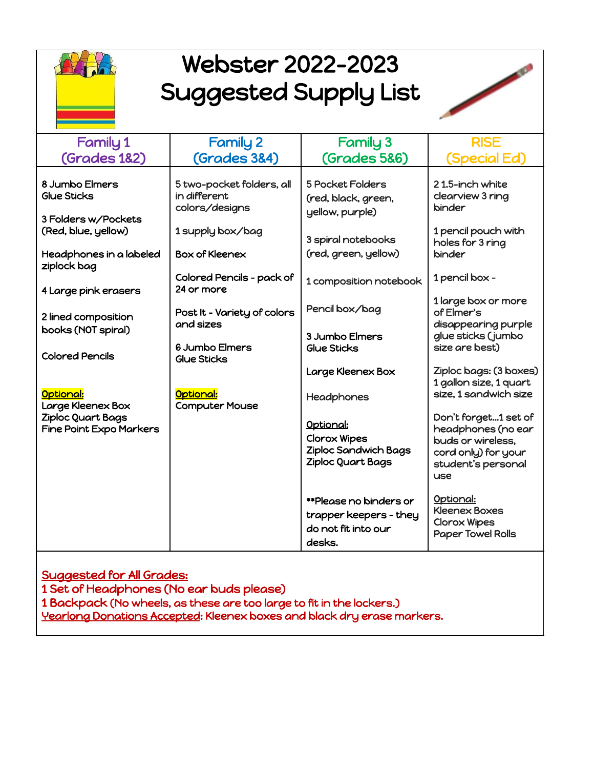# Webster 2022-2023 Suggested Supply List

| Family 1 (Grades 1&2) | Family 2 (Grades 3&4) | Family 3 (Grades 5&6) | RISE (Special Ed) |
|---|---|---|---|
| 8 Jumbo Elmers Glue Sticks<br><br>3 Folders w/Pockets (Red, blue, yellow)<br><br>Headphones in a labeled ziplock bag<br><br>4 Large pink erasers<br><br>2 lined composition books (NOT spiral)<br><br>Colored Pencils<br><br>**Optional:**<br>Large Kleenex Box<br>Ziploc Quart Bags<br>Fine Point Expo Markers | 5 two-pocket folders, all in different colors/designs<br><br>1 supply box/bag<br><br>Box of Kleenex<br><br>Colored Pencils - pack of 24 or more<br><br>Post It - Variety of colors and sizes<br><br>6 Jumbo Elmers Glue Sticks<br><br>**Optional:**<br>Computer Mouse | 5 Pocket Folders (red, black, green, yellow, purple)<br><br>3 spiral notebooks (red, green, yellow)<br><br>1 composition notebook<br><br>Pencil box/bag<br><br>3 Jumbo Elmers Glue Sticks<br><br>Large Kleenex Box<br><br>Headphones<br><br>Optional:<br>Clorox Wipes<br>Ziploc Sandwich Bags<br>Ziploc Quart Bags<br><br>**Please no binders or trapper keepers - they do not fit into our desks. | 2 1.5-inch white clearview 3 ring binder<br><br>1 pencil pouch with holes for 3 ring binder<br><br>1 pencil box -<br><br>1 large box or more of Elmer's disappearing purple glue sticks (jumbo size are best)<br><br>Ziploc bags: (3 boxes) 1 gallon size, 1 quart size, 1 sandwich size<br><br>Don't forget...1 set of headphones (no ear buds or wireless, cord only) for your student's personal use<br><br>Optional:<br>Kleenex Boxes<br>Clorox Wipes<br>Paper Towel Rolls |

Suggested for All Grades:
1 Set of Headphones (No ear buds please)
1 Backpack (No wheels, as these are too large to fit in the lockers.)
Yearlong Donations Accepted: Kleenex boxes and black dry erase markers.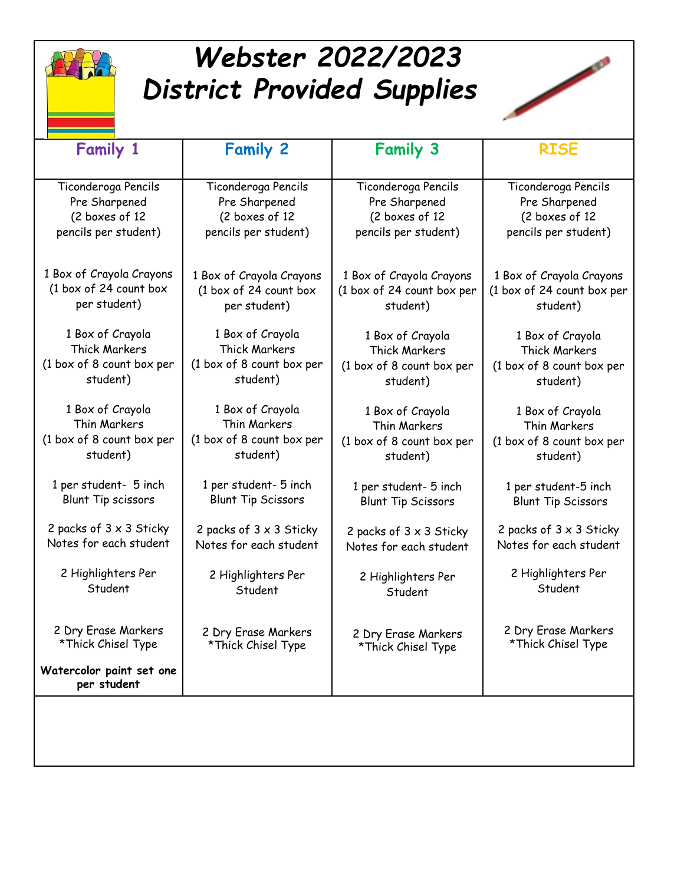# Webster 2022/2023 District Provided Supplies

| Family 1 | Family 2 | Family 3 | RISE |
|---|---|---|---|
| Ticonderoga Pencils Pre Sharpened (2 boxes of 12 pencils per student) | Ticonderoga Pencils Pre Sharpened (2 boxes of 12 pencils per student) | Ticonderoga Pencils Pre Sharpened (2 boxes of 12 pencils per student) | Ticonderoga Pencils Pre Sharpened (2 boxes of 12 pencils per student) |
| 1 Box of Crayola Crayons (1 box of 24 count box per student) | 1 Box of Crayola Crayons (1 box of 24 count box per student) | 1 Box of Crayola Crayons (1 box of 24 count box per student) | 1 Box of Crayola Crayons (1 box of 24 count box per student) |
| 1 Box of Crayola Thick Markers (1 box of 8 count box per student) | 1 Box of Crayola Thick Markers (1 box of 8 count box per student) | 1 Box of Crayola Thick Markers (1 box of 8 count box per student) | 1 Box of Crayola Thick Markers (1 box of 8 count box per student) |
| 1 Box of Crayola Thin Markers (1 box of 8 count box per student) | 1 Box of Crayola Thin Markers (1 box of 8 count box per student) | 1 Box of Crayola Thin Markers (1 box of 8 count box per student) | 1 Box of Crayola Thin Markers (1 box of 8 count box per student) |
| 1 per student- 5 inch Blunt Tip scissors | 1 per student- 5 inch Blunt Tip Scissors | 1 per student- 5 inch Blunt Tip Scissors | 1 per student-5 inch Blunt Tip Scissors |
| 2 packs of 3 x 3 Sticky Notes for each student | 2 packs of 3 x 3 Sticky Notes for each student | 2 packs of 3 x 3 Sticky Notes for each student | 2 packs of 3 x 3 Sticky Notes for each student |
| 2 Highlighters Per Student | 2 Highlighters Per Student | 2 Highlighters Per Student | 2 Highlighters Per Student |
| 2 Dry Erase Markers *Thick Chisel Type | 2 Dry Erase Markers *Thick Chisel Type | 2 Dry Erase Markers *Thick Chisel Type | 2 Dry Erase Markers *Thick Chisel Type |
| **Watercolor paint set one per student** | | | |